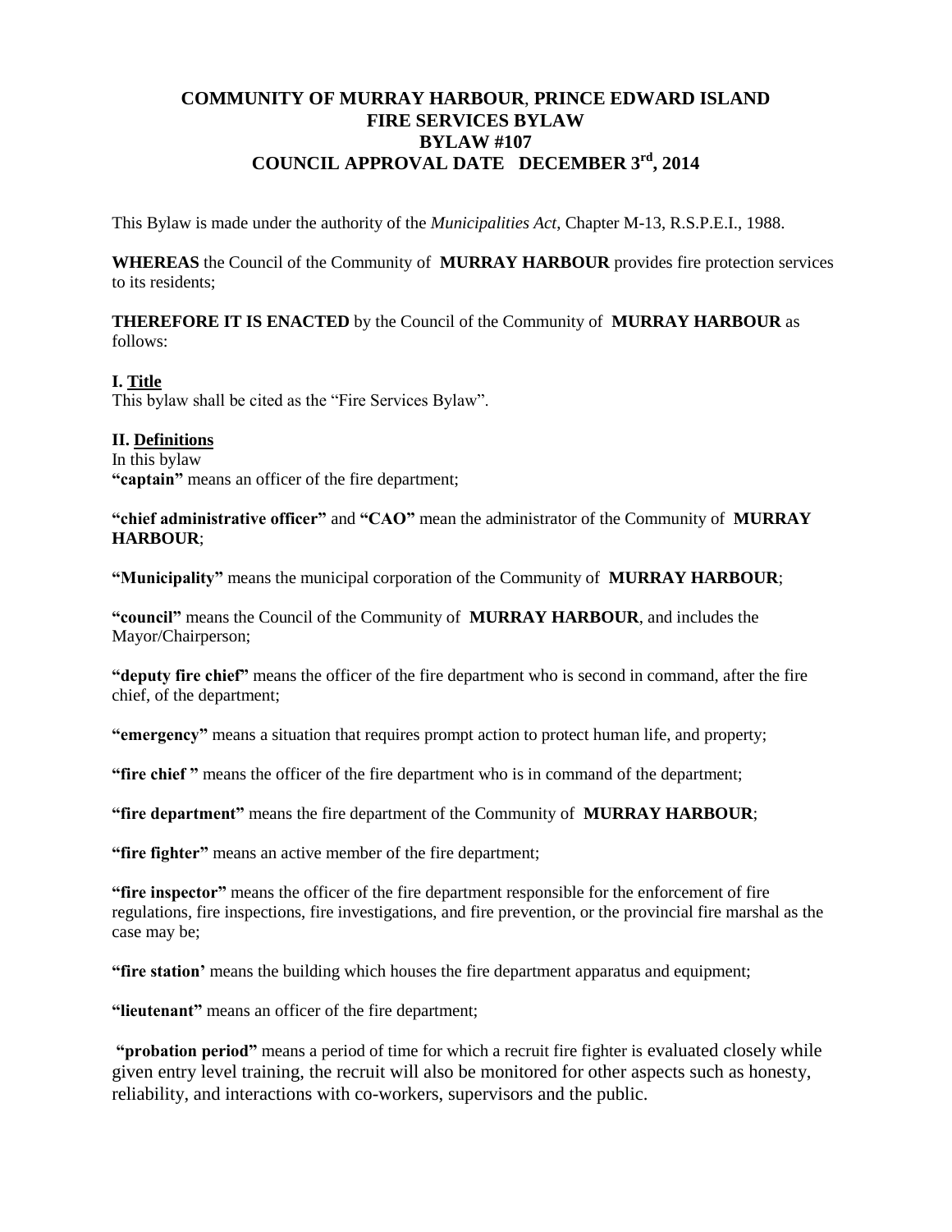# COMMUNITY OF MURRAY HARBOUR, PRINCE EDWARD ISLAND
# FIRE SERVICES BYLAW
# BYLAW #107
# COUNCIL APPROVAL DATE DECEMBER 3rd, 2014

This Bylaw is made under the authority of the *Municipalities Act*, Chapter M-13, R.S.P.E.I., 1988.

**WHEREAS** the Council of the Community of **MURRAY HARBOUR** provides fire protection services to its residents;

**THEREFORE IT IS ENACTED** by the Council of the Community of **MURRAY HARBOUR** as follows:

**I. Title**
This bylaw shall be cited as the "Fire Services Bylaw".

**II. Definitions**
In this bylaw
**"captain"** means an officer of the fire department;

**"chief administrative officer"** and **"CAO"** mean the administrator of the Community of **MURRAY HARBOUR**;

**"Municipality"** means the municipal corporation of the Community of **MURRAY HARBOUR**;

**"council"** means the Council of the Community of **MURRAY HARBOUR**, and includes the Mayor/Chairperson;

**"deputy fire chief"** means the officer of the fire department who is second in command, after the fire chief, of the department;

**"emergency"** means a situation that requires prompt action to protect human life, and property;

**"fire chief "** means the officer of the fire department who is in command of the department;

**"fire department"** means the fire department of the Community of **MURRAY HARBOUR**;

**"fire fighter"** means an active member of the fire department;

**"fire inspector"** means the officer of the fire department responsible for the enforcement of fire regulations, fire inspections, fire investigations, and fire prevention, or the provincial fire marshal as the case may be;

**"fire station'** means the building which houses the fire department apparatus and equipment;

**"lieutenant"** means an officer of the fire department;

**"probation period"** means a period of time for which a recruit fire fighter is evaluated closely while given entry level training, the recruit will also be monitored for other aspects such as honesty, reliability, and interactions with co-workers, supervisors and the public.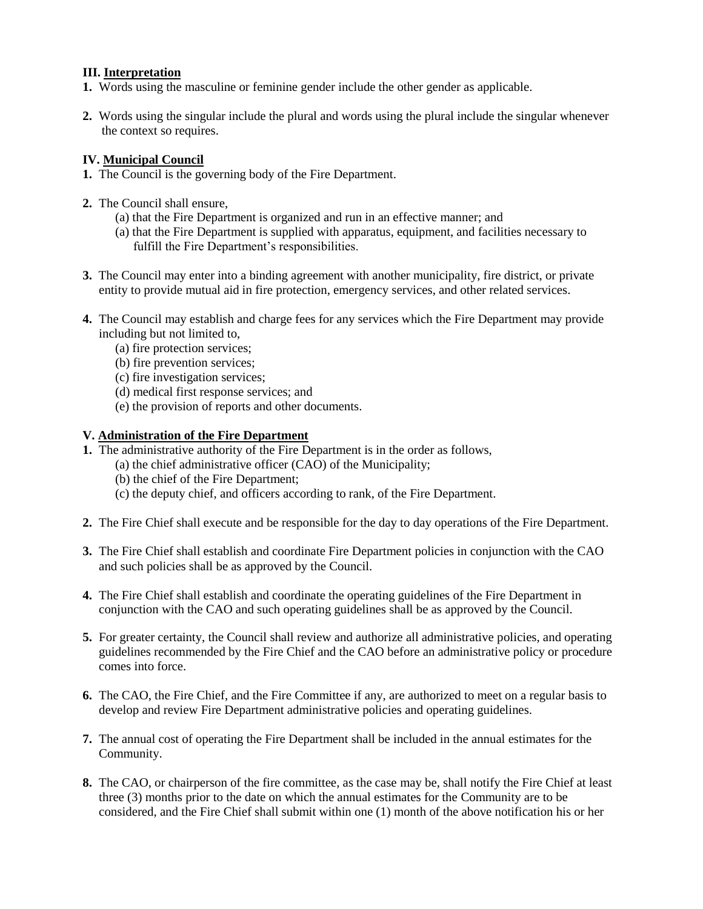### III. Interpretation

**1.** Words using the masculine or feminine gender include the other gender as applicable.

**2.** Words using the singular include the plural and words using the plural include the singular whenever the context so requires.

### IV. Municipal Council

**1.** The Council is the governing body of the Fire Department.

**2.** The Council shall ensure,
   (a) that the Fire Department is organized and run in an effective manner; and
   (a) that the Fire Department is supplied with apparatus, equipment, and facilities necessary to fulfill the Fire Department's responsibilities.

**3.** The Council may enter into a binding agreement with another municipality, fire district, or private entity to provide mutual aid in fire protection, emergency services, and other related services.

**4.** The Council may establish and charge fees for any services which the Fire Department may provide including but not limited to,
   (a) fire protection services;
   (b) fire prevention services;
   (c) fire investigation services;
   (d) medical first response services; and
   (e) the provision of reports and other documents.

### V. Administration of the Fire Department

**1.** The administrative authority of the Fire Department is in the order as follows,
   (a) the chief administrative officer (CAO) of the Municipality;
   (b) the chief of the Fire Department;
   (c) the deputy chief, and officers according to rank, of the Fire Department.

**2.** The Fire Chief shall execute and be responsible for the day to day operations of the Fire Department.

**3.** The Fire Chief shall establish and coordinate Fire Department policies in conjunction with the CAO and such policies shall be as approved by the Council.

**4.** The Fire Chief shall establish and coordinate the operating guidelines of the Fire Department in conjunction with the CAO and such operating guidelines shall be as approved by the Council.

**5.** For greater certainty, the Council shall review and authorize all administrative policies, and operating guidelines recommended by the Fire Chief and the CAO before an administrative policy or procedure comes into force.

**6.** The CAO, the Fire Chief, and the Fire Committee if any, are authorized to meet on a regular basis to develop and review Fire Department administrative policies and operating guidelines.

**7.** The annual cost of operating the Fire Department shall be included in the annual estimates for the Community.

**8.** The CAO, or chairperson of the fire committee, as the case may be, shall notify the Fire Chief at least three (3) months prior to the date on which the annual estimates for the Community are to be considered, and the Fire Chief shall submit within one (1) month of the above notification his or her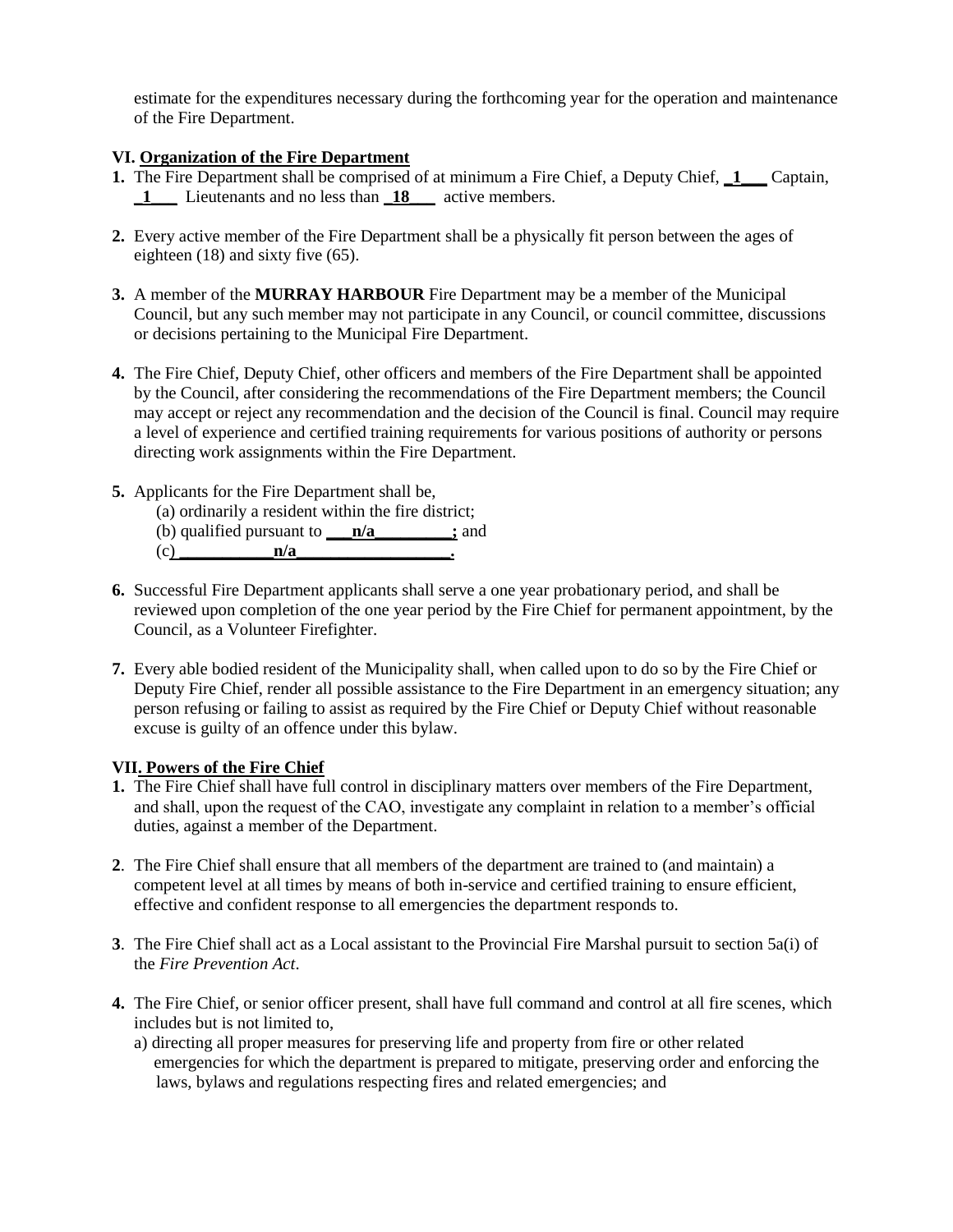estimate for the expenditures necessary during the forthcoming year for the operation and maintenance of the Fire Department.

**VI. Organization of the Fire Department**

**1.** The Fire Department shall be comprised of at minimum a Fire Chief, a Deputy Chief, **_1___** Captain, **_1___** Lieutenants and no less than **_18___** active members.

**2.** Every active member of the Fire Department shall be a physically fit person between the ages of eighteen (18) and sixty five (65).

**3.** A member of the **MURRAY HARBOUR** Fire Department may be a member of the Municipal Council, but any such member may not participate in any Council, or council committee, discussions or decisions pertaining to the Municipal Fire Department.

**4.** The Fire Chief, Deputy Chief, other officers and members of the Fire Department shall be appointed by the Council, after considering the recommendations of the Fire Department members; the Council may accept or reject any recommendation and the decision of the Council is final. Council may require a level of experience and certified training requirements for various positions of authority or persons directing work assignments within the Fire Department.

**5.** Applicants for the Fire Department shall be,

(a) ordinarily a resident within the fire district;
(b) qualified pursuant to **___n/a_________;** and
(c) **___________n/a__________________.**

**6.** Successful Fire Department applicants shall serve a one year probationary period, and shall be reviewed upon completion of the one year period by the Fire Chief for permanent appointment, by the Council, as a Volunteer Firefighter.

**7.** Every able bodied resident of the Municipality shall, when called upon to do so by the Fire Chief or Deputy Fire Chief, render all possible assistance to the Fire Department in an emergency situation; any person refusing or failing to assist as required by the Fire Chief or Deputy Chief without reasonable excuse is guilty of an offence under this bylaw.

**VII. Powers of the Fire Chief**

**1.** The Fire Chief shall have full control in disciplinary matters over members of the Fire Department, and shall, upon the request of the CAO, investigate any complaint in relation to a member's official duties, against a member of the Department.

**2**. The Fire Chief shall ensure that all members of the department are trained to (and maintain) a competent level at all times by means of both in-service and certified training to ensure efficient, effective and confident response to all emergencies the department responds to.

**3**. The Fire Chief shall act as a Local assistant to the Provincial Fire Marshal pursuit to section 5a(i) of the *Fire Prevention Act*.

**4.** The Fire Chief, or senior officer present, shall have full command and control at all fire scenes, which includes but is not limited to,

a) directing all proper measures for preserving life and property from fire or other related emergencies for which the department is prepared to mitigate, preserving order and enforcing the laws, bylaws and regulations respecting fires and related emergencies; and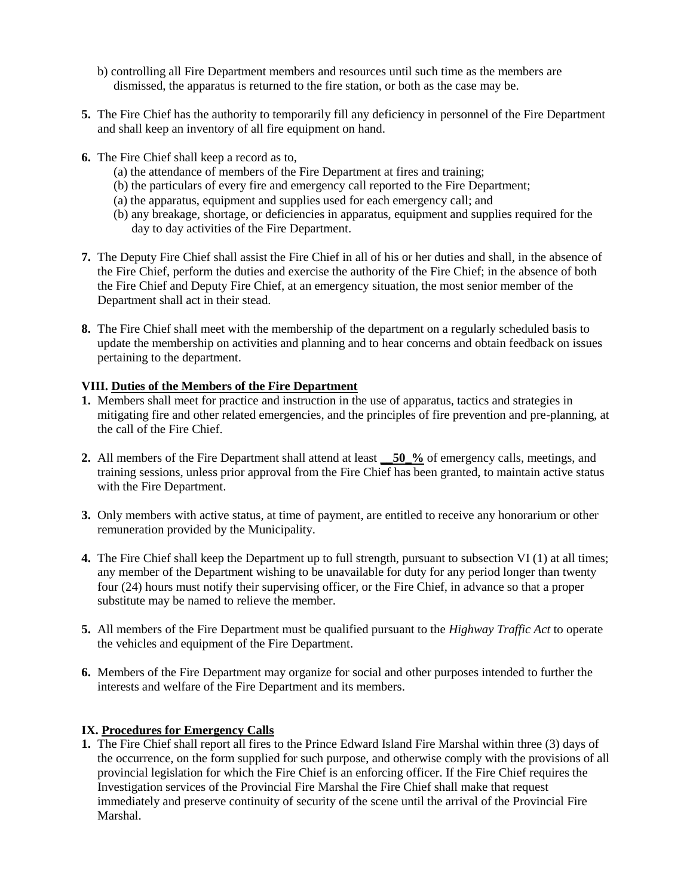b) controlling all Fire Department members and resources until such time as the members are dismissed, the apparatus is returned to the fire station, or both as the case may be.

**5.** The Fire Chief has the authority to temporarily fill any deficiency in personnel of the Fire Department and shall keep an inventory of all fire equipment on hand.

**6.** The Fire Chief shall keep a record as to,
   (a) the attendance of members of the Fire Department at fires and training;
   (b) the particulars of every fire and emergency call reported to the Fire Department;
   (a) the apparatus, equipment and supplies used for each emergency call; and
   (b) any breakage, shortage, or deficiencies in apparatus, equipment and supplies required for the day to day activities of the Fire Department.

**7.** The Deputy Fire Chief shall assist the Fire Chief in all of his or her duties and shall, in the absence of the Fire Chief, perform the duties and exercise the authority of the Fire Chief; in the absence of both the Fire Chief and Deputy Fire Chief, at an emergency situation, the most senior member of the Department shall act in their stead.

**8.** The Fire Chief shall meet with the membership of the department on a regularly scheduled basis to update the membership on activities and planning and to hear concerns and obtain feedback on issues pertaining to the department.

**VIII. Duties of the Members of the Fire Department**

**1.** Members shall meet for practice and instruction in the use of apparatus, tactics and strategies in mitigating fire and other related emergencies, and the principles of fire prevention and pre-planning, at the call of the Fire Chief.

**2.** All members of the Fire Department shall attend at least **__50_%** of emergency calls, meetings, and training sessions, unless prior approval from the Fire Chief has been granted, to maintain active status with the Fire Department.

**3.** Only members with active status, at time of payment, are entitled to receive any honorarium or other remuneration provided by the Municipality.

**4.** The Fire Chief shall keep the Department up to full strength, pursuant to subsection VI (1) at all times; any member of the Department wishing to be unavailable for duty for any period longer than twenty four (24) hours must notify their supervising officer, or the Fire Chief, in advance so that a proper substitute may be named to relieve the member.

**5.** All members of the Fire Department must be qualified pursuant to the *Highway Traffic Act* to operate the vehicles and equipment of the Fire Department.

**6.** Members of the Fire Department may organize for social and other purposes intended to further the interests and welfare of the Fire Department and its members.

**IX. Procedures for Emergency Calls**

**1.** The Fire Chief shall report all fires to the Prince Edward Island Fire Marshal within three (3) days of the occurrence, on the form supplied for such purpose, and otherwise comply with the provisions of all provincial legislation for which the Fire Chief is an enforcing officer. If the Fire Chief requires the Investigation services of the Provincial Fire Marshal the Fire Chief shall make that request immediately and preserve continuity of security of the scene until the arrival of the Provincial Fire Marshal.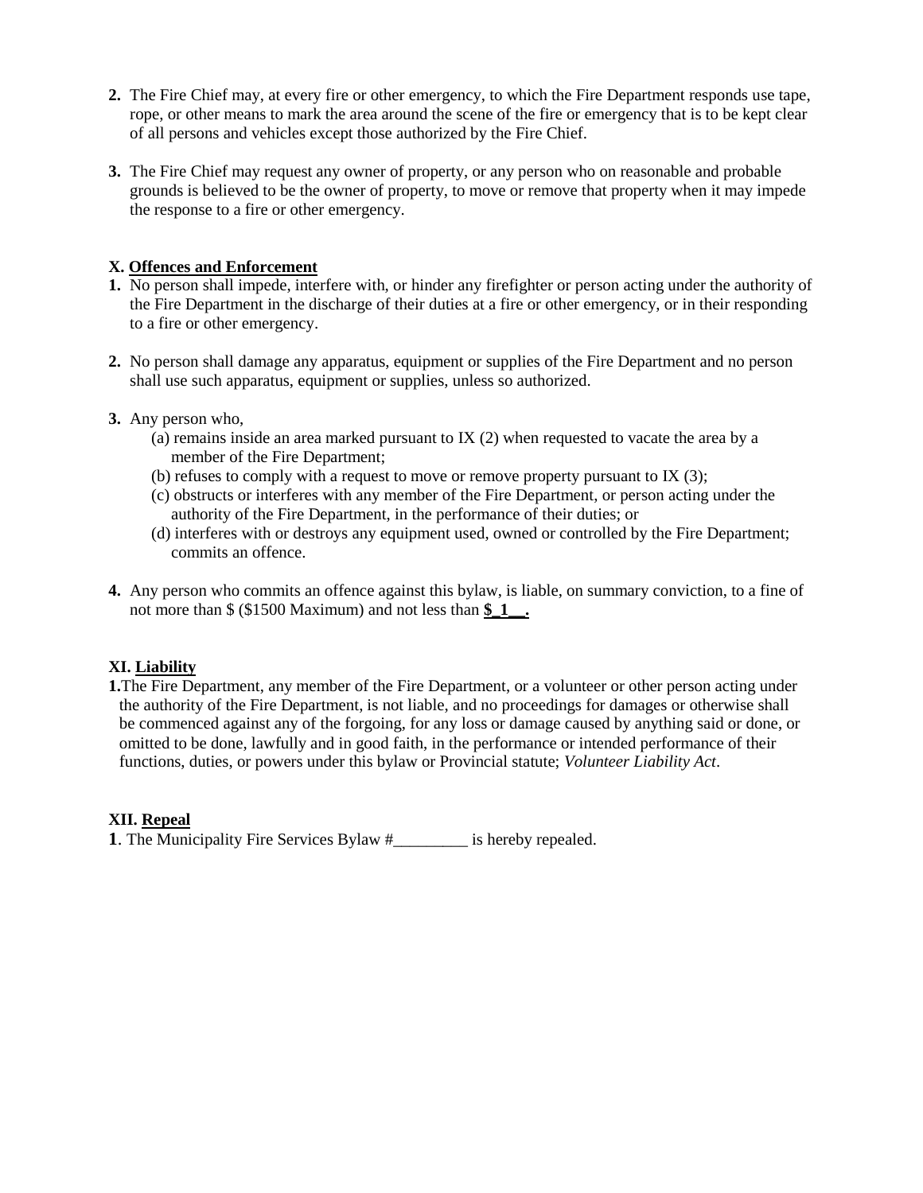2. The Fire Chief may, at every fire or other emergency, to which the Fire Department responds use tape, rope, or other means to mark the area around the scene of the fire or emergency that is to be kept clear of all persons and vehicles except those authorized by the Fire Chief.

3. The Fire Chief may request any owner of property, or any person who on reasonable and probable grounds is believed to be the owner of property, to move or remove that property when it may impede the response to a fire or other emergency.

**X. Offences and Enforcement**

1. No person shall impede, interfere with, or hinder any firefighter or person acting under the authority of the Fire Department in the discharge of their duties at a fire or other emergency, or in their responding to a fire or other emergency.

2. No person shall damage any apparatus, equipment or supplies of the Fire Department and no person shall use such apparatus, equipment or supplies, unless so authorized.

3. Any person who,
   (a) remains inside an area marked pursuant to IX (2) when requested to vacate the area by a member of the Fire Department;
   (b) refuses to comply with a request to move or remove property pursuant to IX (3);
   (c) obstructs or interferes with any member of the Fire Department, or person acting under the authority of the Fire Department, in the performance of their duties; or
   (d) interferes with or destroys any equipment used, owned or controlled by the Fire Department;
   commits an offence.

4. Any person who commits an offence against this bylaw, is liable, on summary conviction, to a fine of not more than $ ($1500 Maximum) and not less than **$_1__.**

**XI. Liability**

1. The Fire Department, any member of the Fire Department, or a volunteer or other person acting under the authority of the Fire Department, is not liable, and no proceedings for damages or otherwise shall be commenced against any of the forgoing, for any loss or damage caused by anything said or done, or omitted to be done, lawfully and in good faith, in the performance or intended performance of their functions, duties, or powers under this bylaw or Provincial statute; *Volunteer Liability Act*.

**XII. Repeal**

**1**. The Municipality Fire Services Bylaw #_________ is hereby repealed.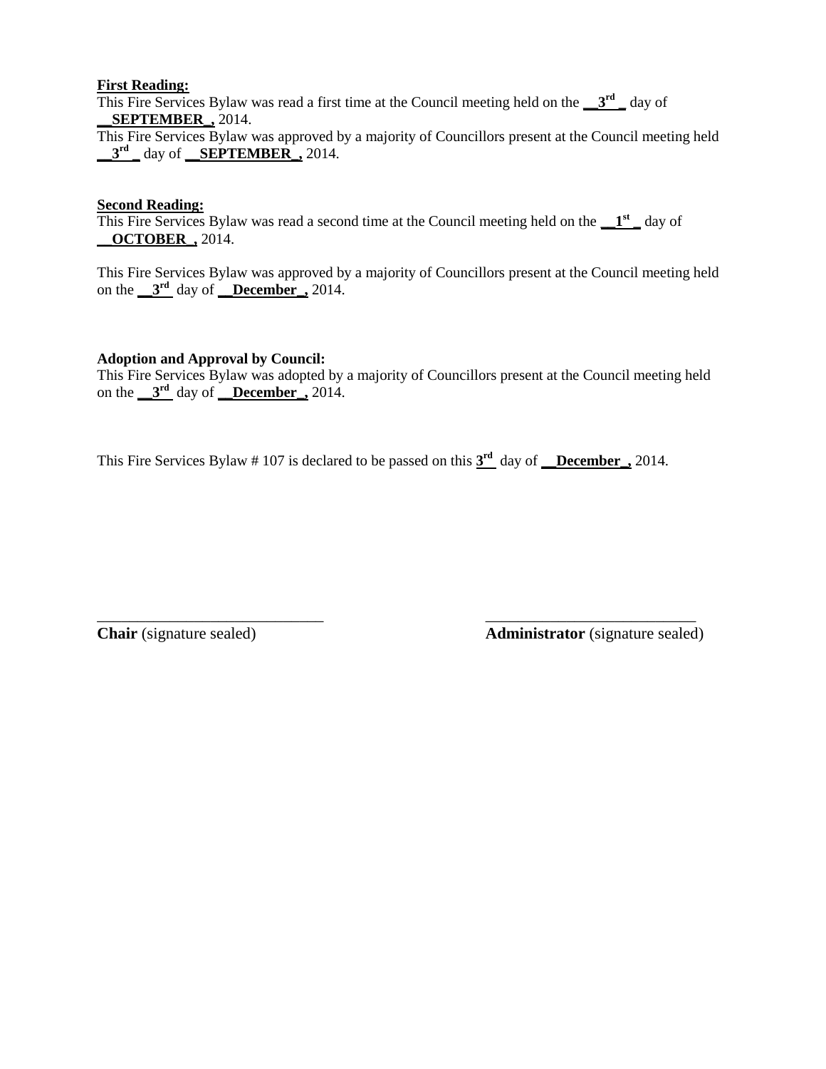**First Reading:**

This Fire Services Bylaw was read a first time at the Council meeting held on the **__3rd _** day of **__SEPTEMBER_,** 2014.

This Fire Services Bylaw was approved by a majority of Councillors present at the Council meeting held **__3rd _** day of **__SEPTEMBER_,** 2014.

**Second Reading:**

This Fire Services Bylaw was read a second time at the Council meeting held on the **__1st _** day of **__OCTOBER_,** 2014.

This Fire Services Bylaw was approved by a majority of Councillors present at the Council meeting held on the **__3rd** day of **__December_,** 2014.

**Adoption and Approval by Council:**

This Fire Services Bylaw was adopted by a majority of Councillors present at the Council meeting held on the **__3rd** day of **__December_,** 2014.

This Fire Services Bylaw # 107 is declared to be passed on this **3rd** day of **__December_,** 2014.

______________________________ ______________________________

**Chair** (signature sealed) **Administrator** (signature sealed)